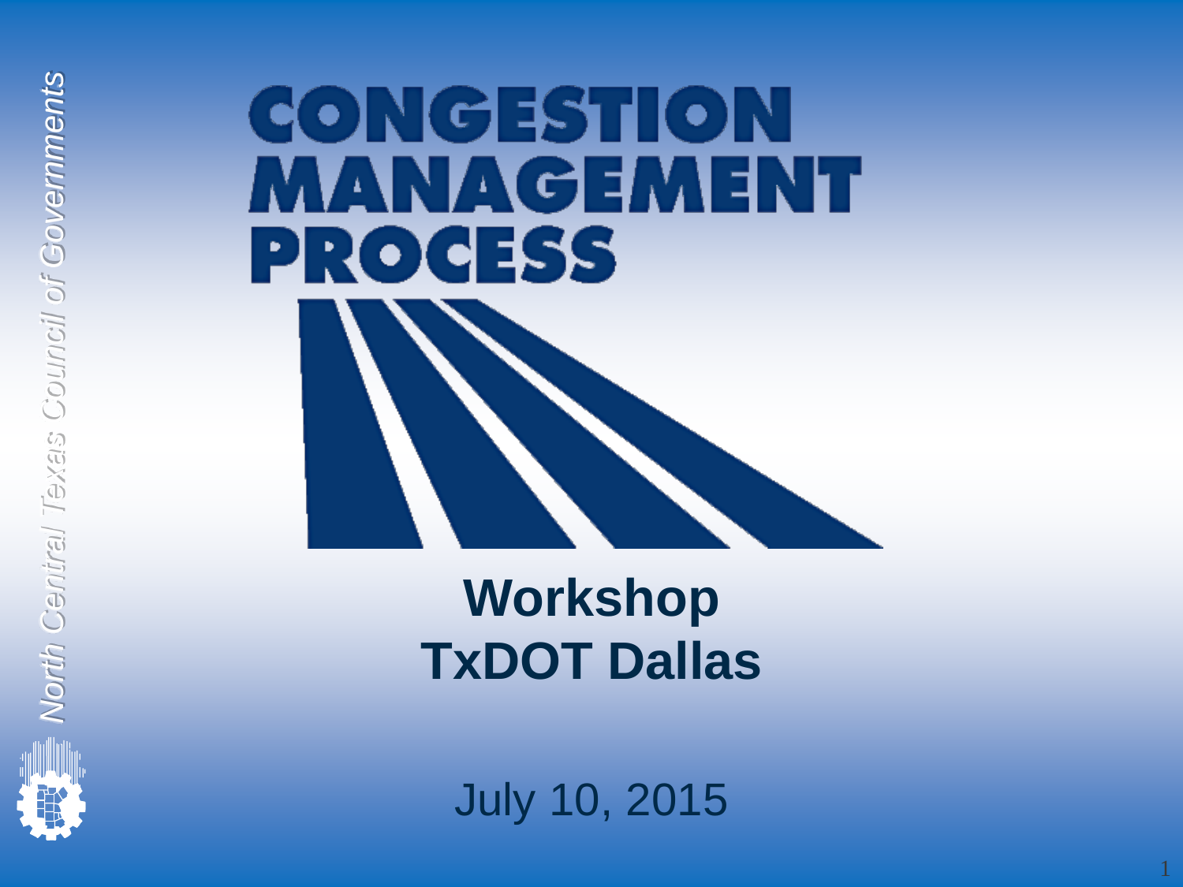# CONGESTION MANAGEMENT PROCESS

## Workshop
## TxDOT Dallas

July 10, 2015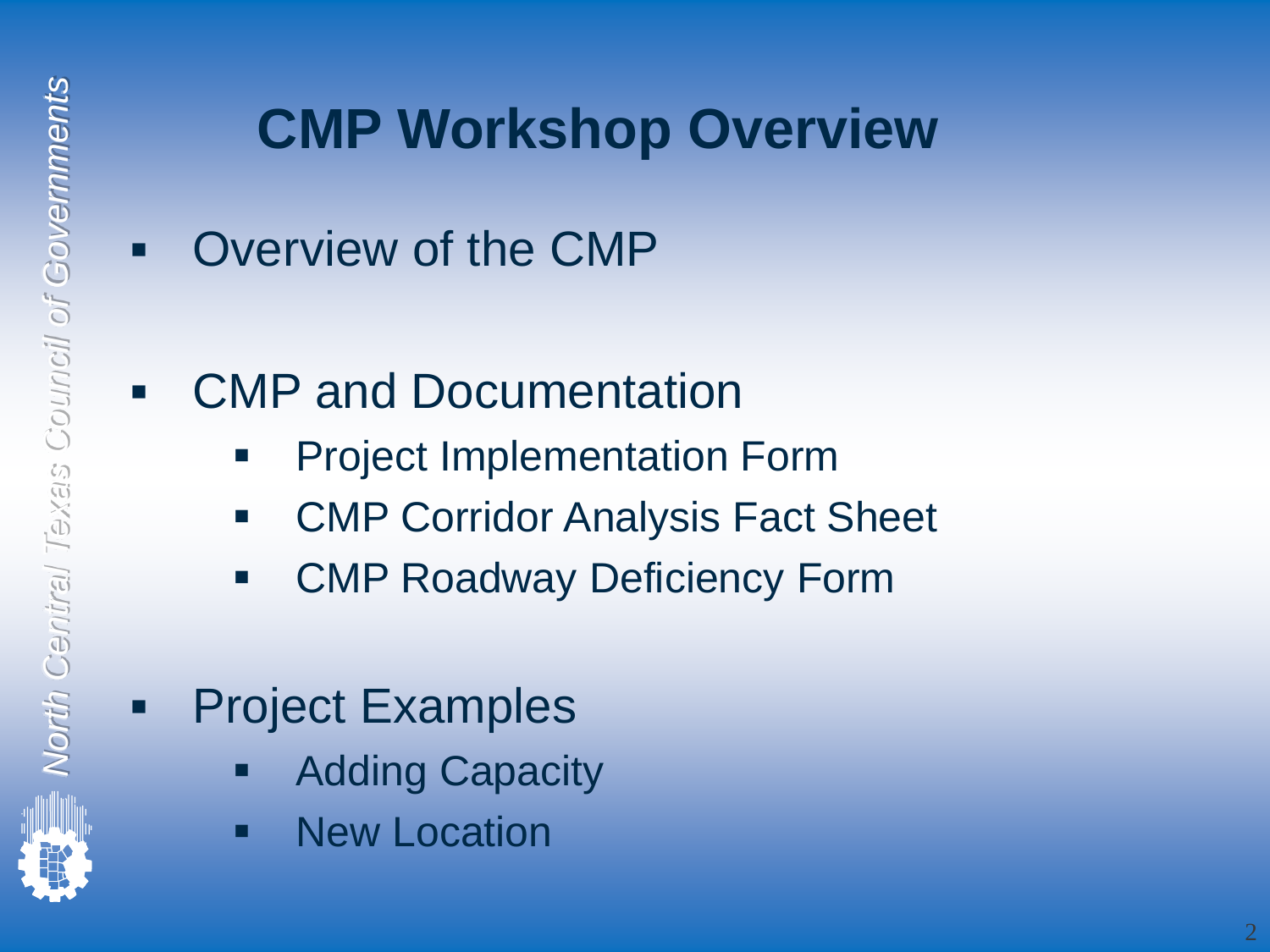# CMP Workshop Overview

- Overview of the CMP
- CMP and Documentation
  - Project Implementation Form
  - CMP Corridor Analysis Fact Sheet
  - CMP Roadway Deficiency Form
- Project Examples
  - Adding Capacity
  - New Location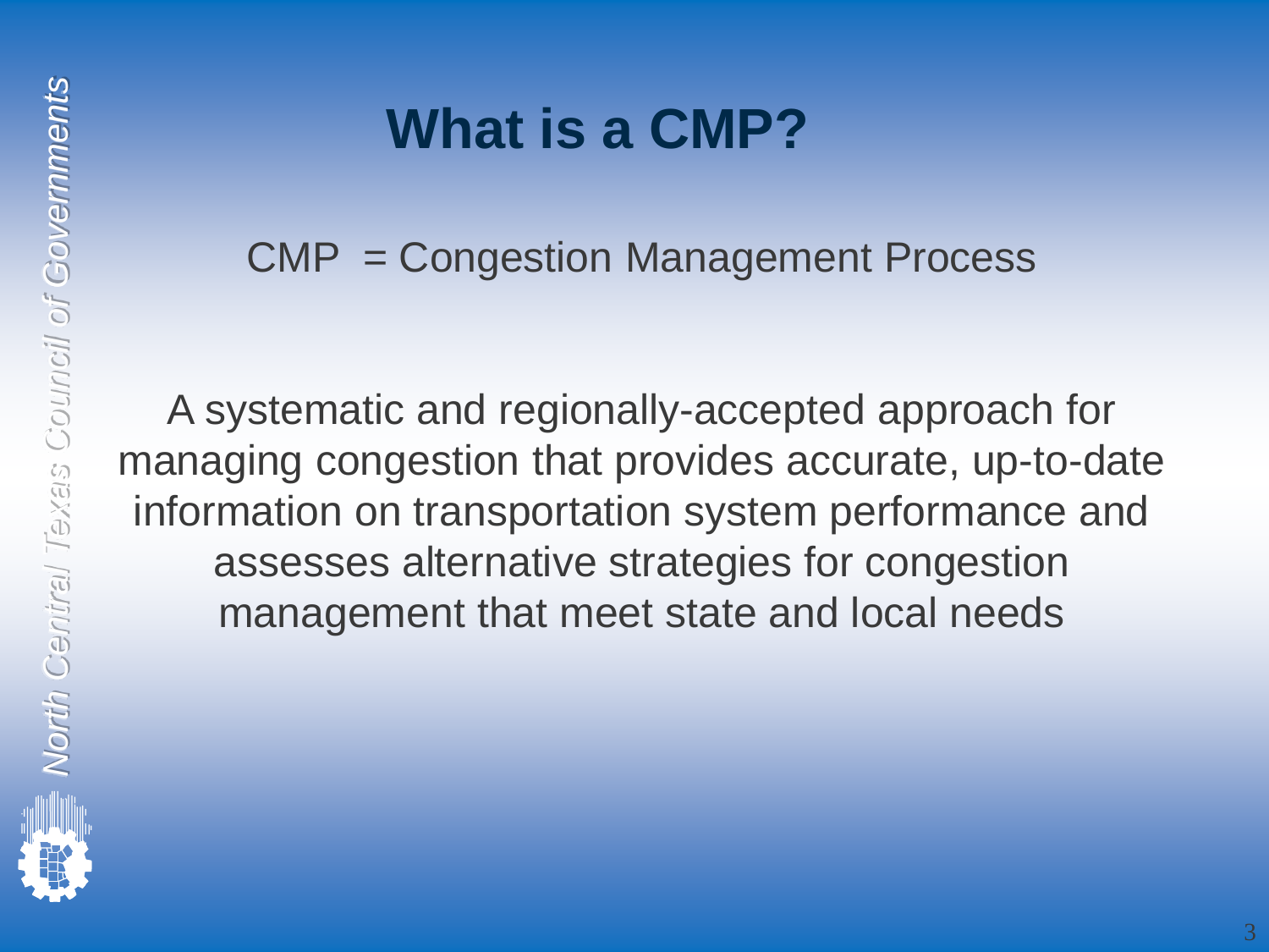# What is a CMP?

CMP = Congestion Management Process

A systematic and regionally-accepted approach for managing congestion that provides accurate, up-to-date information on transportation system performance and assesses alternative strategies for congestion management that meet state and local needs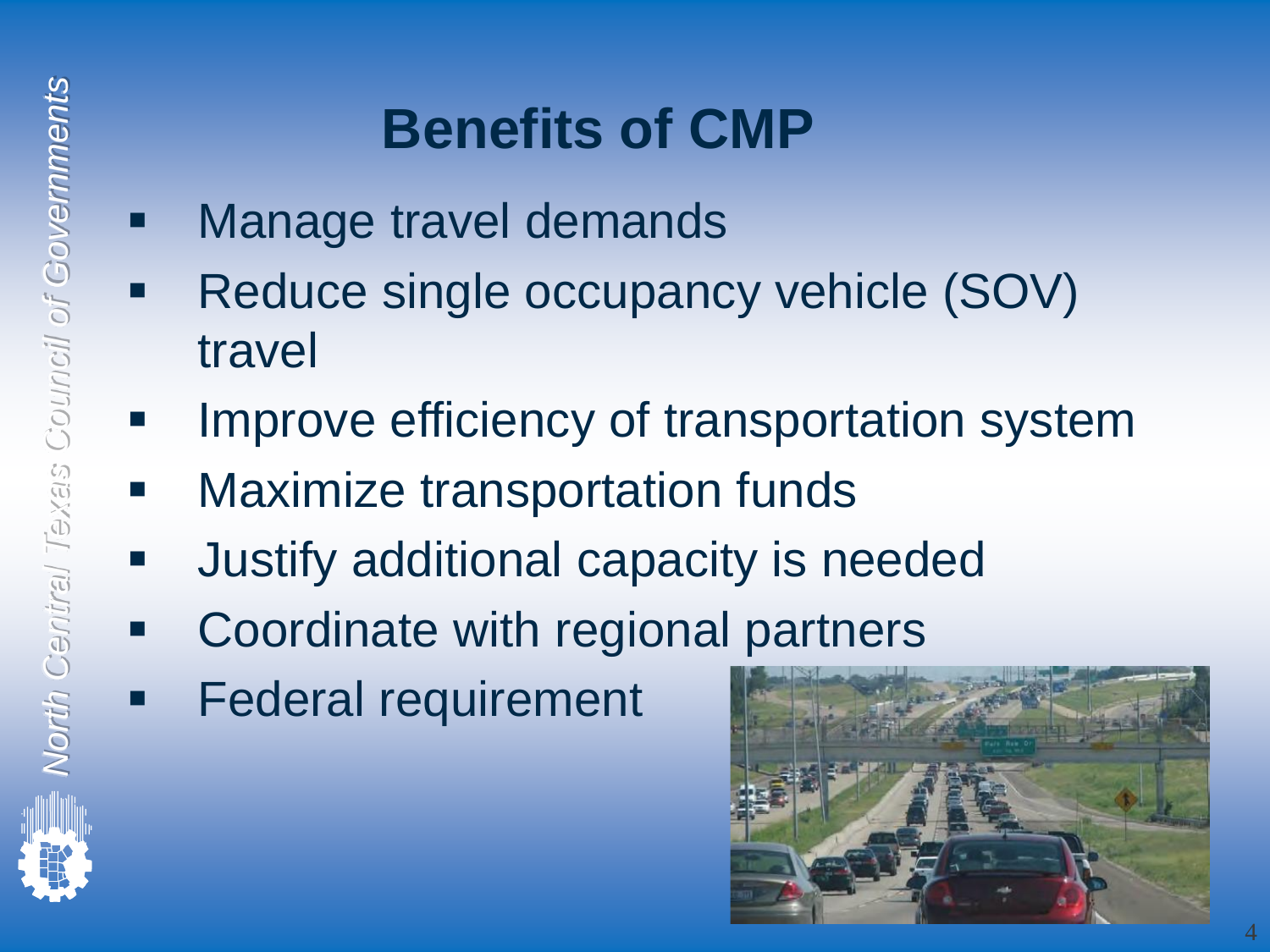# Benefits of CMP

- Manage travel demands
- Reduce single occupancy vehicle (SOV) travel
- Improve efficiency of transportation system
- Maximize transportation funds
- Justify additional capacity is needed
- Coordinate with regional partners
- Federal requirement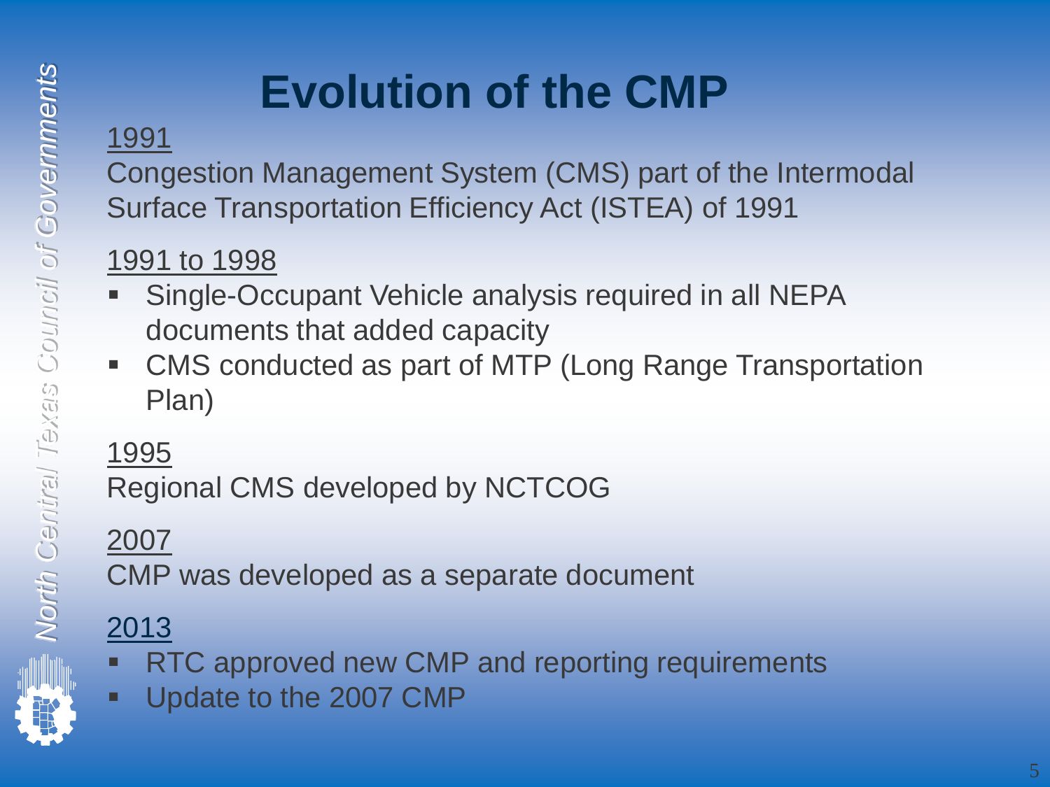# Evolution of the CMP

1991

Congestion Management System (CMS) part of the Intermodal Surface Transportation Efficiency Act (ISTEA) of 1991

1991 to 1998

- Single-Occupant Vehicle analysis required in all NEPA documents that added capacity
- CMS conducted as part of MTP (Long Range Transportation Plan)

1995

Regional CMS developed by NCTCOG

2007

CMP was developed as a separate document

2013

- RTC approved new CMP and reporting requirements
- Update to the 2007 CMP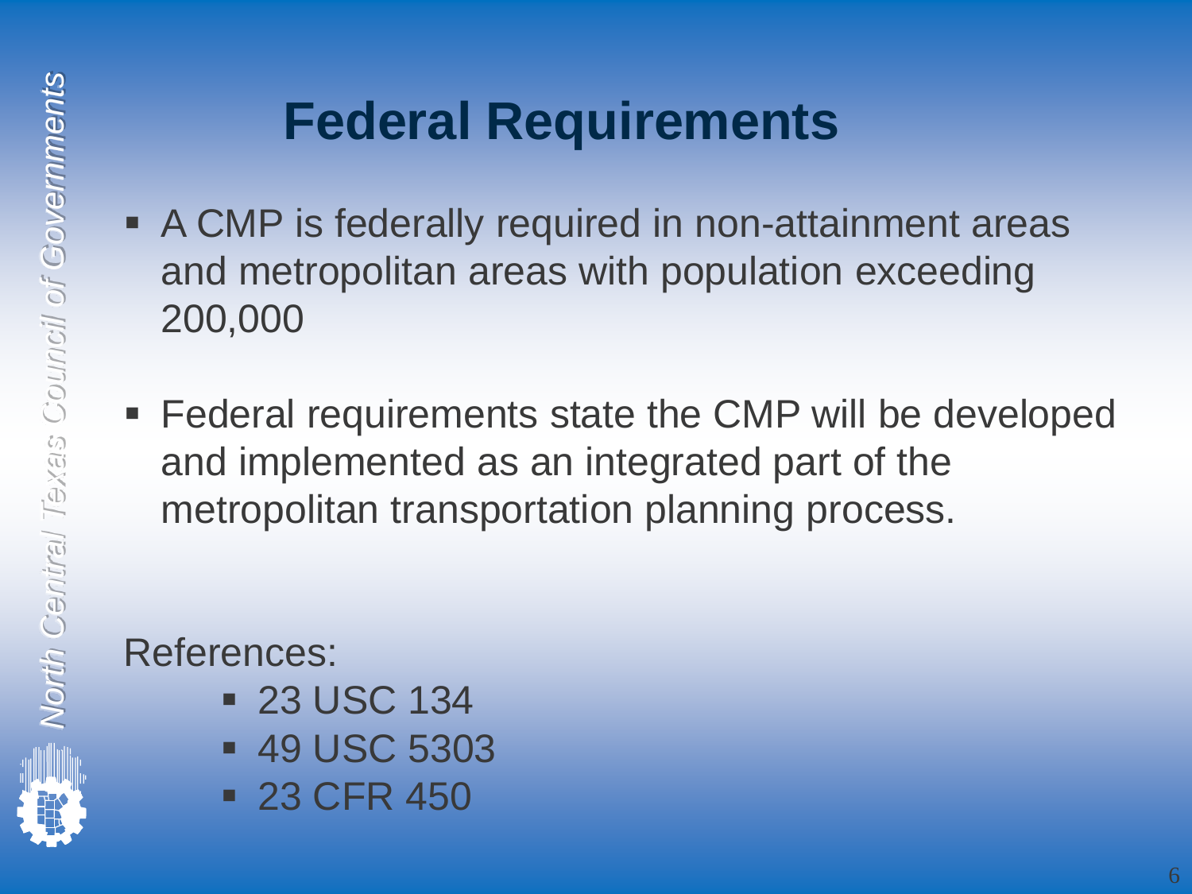# Federal Requirements

- A CMP is federally required in non-attainment areas and metropolitan areas with population exceeding 200,000

- Federal requirements state the CMP will be developed and implemented as an integrated part of the metropolitan transportation planning process.

References:

- 23 USC 134
- 49 USC 5303
- 23 CFR 450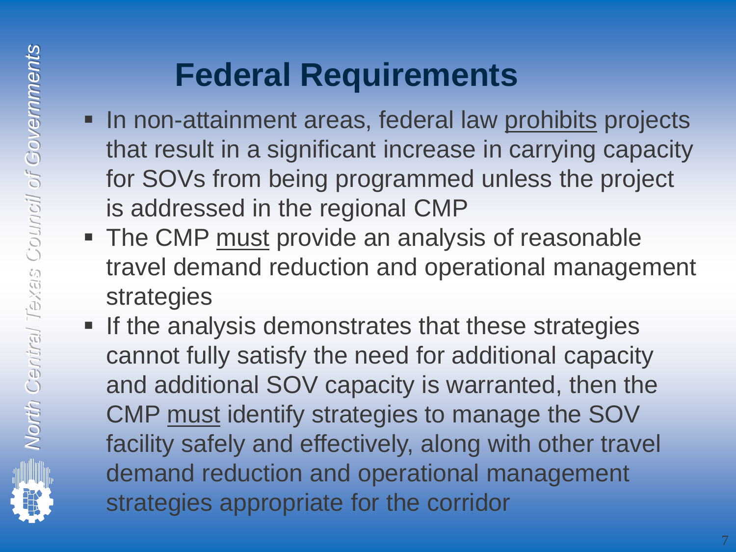# Federal Requirements

- In non-attainment areas, federal law <u>prohibits</u> projects that result in a significant increase in carrying capacity for SOVs from being programmed unless the project is addressed in the regional CMP
- The CMP <u>must</u> provide an analysis of reasonable travel demand reduction and operational management strategies
- If the analysis demonstrates that these strategies cannot fully satisfy the need for additional capacity and additional SOV capacity is warranted, then the CMP <u>must</u> identify strategies to manage the SOV facility safely and effectively, along with other travel demand reduction and operational management strategies appropriate for the corridor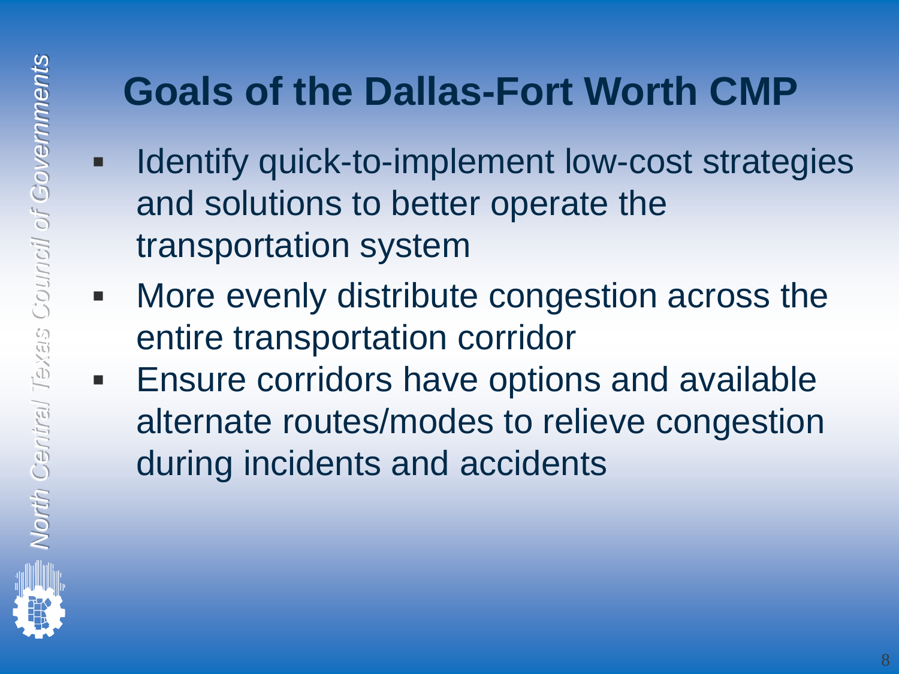# Goals of the Dallas-Fort Worth CMP

- Identify quick-to-implement low-cost strategies and solutions to better operate the transportation system
- More evenly distribute congestion across the entire transportation corridor
- Ensure corridors have options and available alternate routes/modes to relieve congestion during incidents and accidents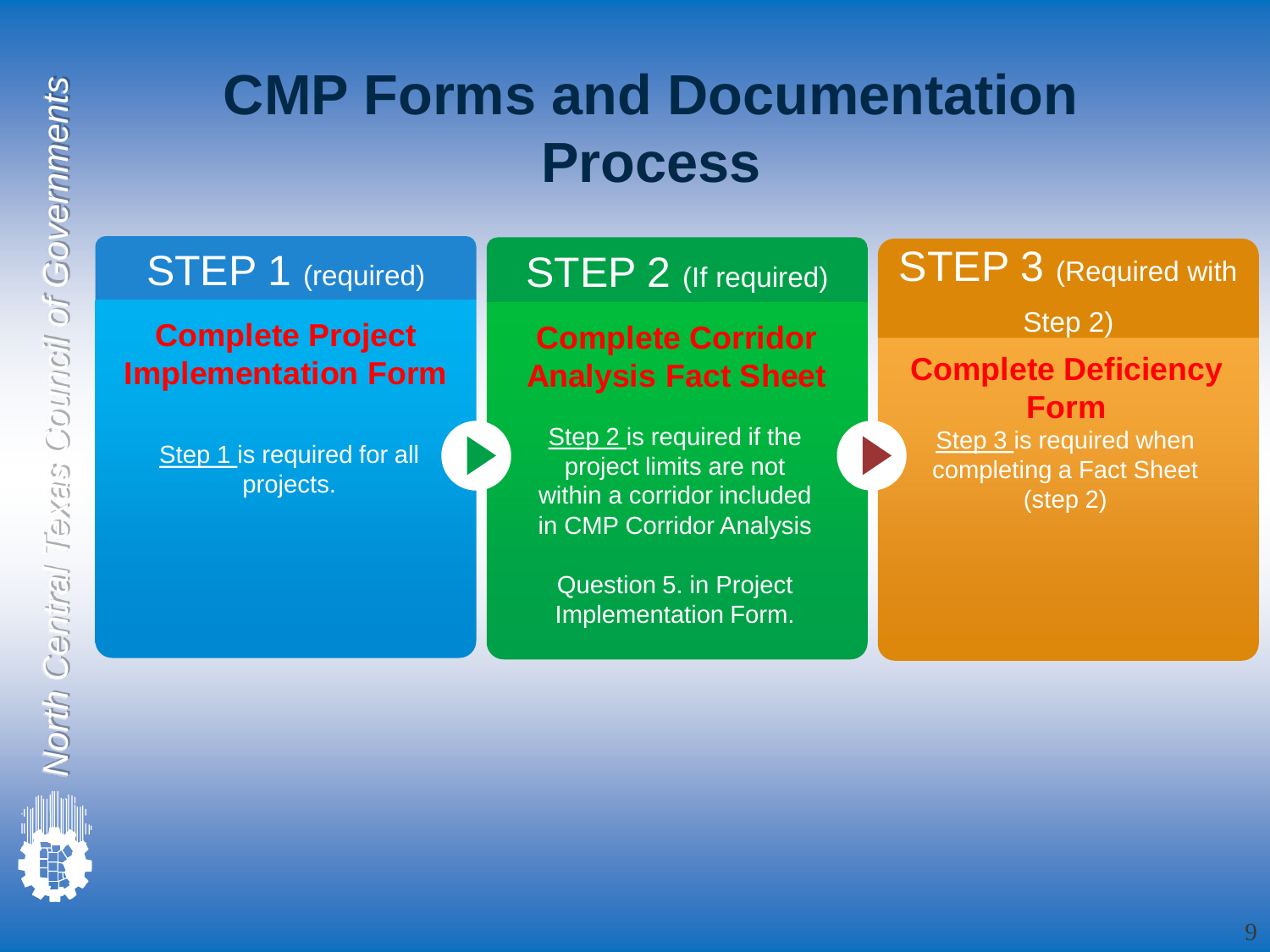# CMP Forms and Documentation Process

## STEP 1 (required)

**Complete Project Implementation Form**

Step 1 is required for all projects.

## STEP 2 (If required)

**Complete Corridor Analysis Fact Sheet**

Step 2 is required if the project limits are not within a corridor included in CMP Corridor Analysis

Question 5. in Project Implementation Form.

## STEP 3 (Required with Step 2)

**Complete Deficiency Form**

Step 3 is required when completing a Fact Sheet (step 2)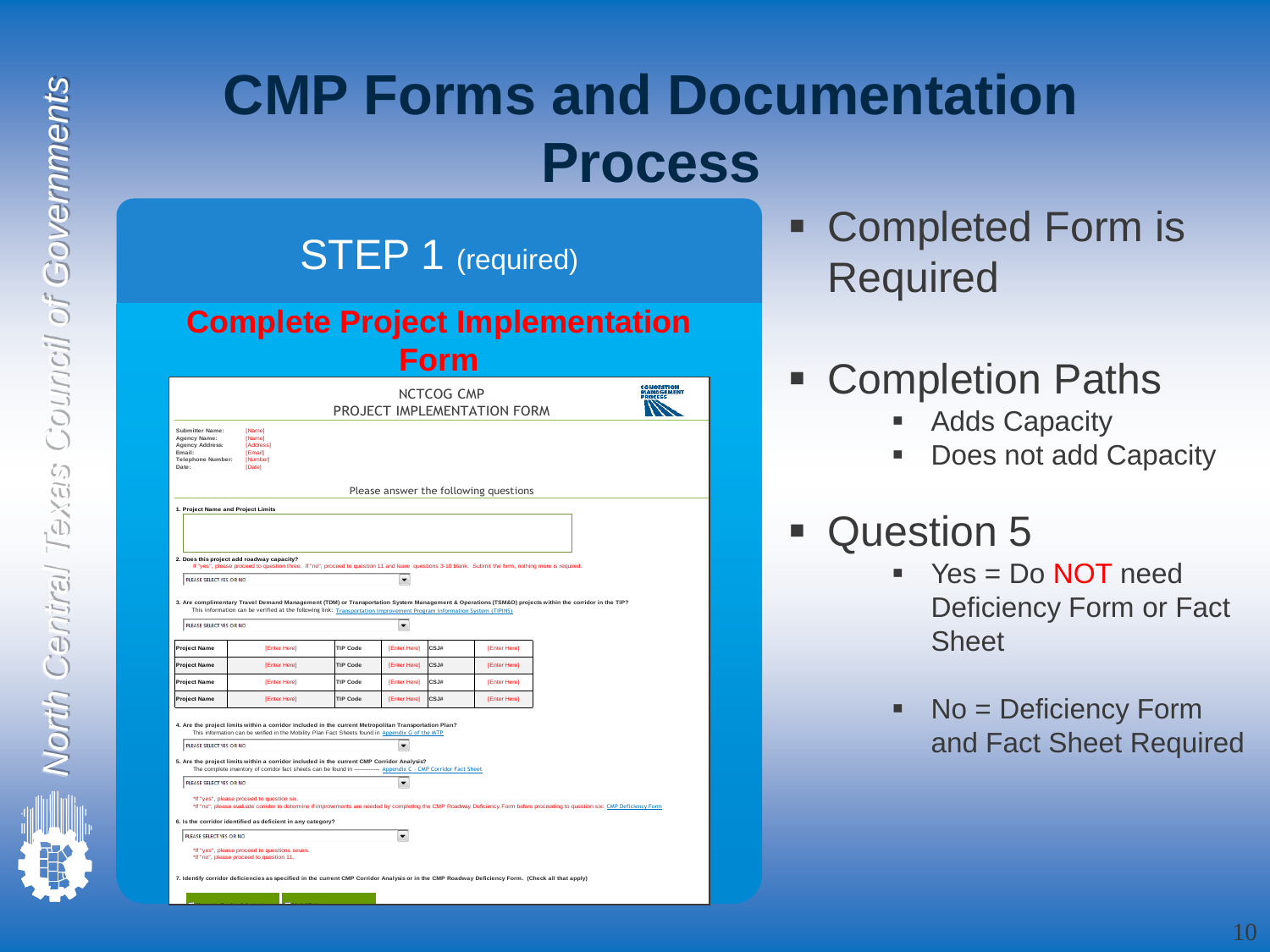# CMP Forms and Documentation Process

## STEP 1 (required)

### Complete Project Implementation Form

NCTCOG CMP
PROJECT IMPLEMENTATION FORM

**Submitter Name:** [Name]
**Agency Name:** [Name]
**Agency Address:** [Address]
**Email:** [Email]
**Telephone Number:** [Number]
**Date:** [Date]

Please answer the following questions

**1. Project Name and Project Limits**

**2. Does this project add roadway capacity?**
If "yes", please proceed to question three. If "no", proceed to question 11 and leave questions 3-10 blank. Submit the form, nothing more is required.

PLEASE SELECT YES OR NO

**3. Are complimentary Travel Demand Management (TDM) or Transportation System Management & Operations (TSM&O) projects within the corridor in the TIP?**
This information can be verified at the following link: Transportation Improvement Program Information System (TIPINS)

PLEASE SELECT YES OR NO

| Project Name | [Enter Here] | TIP Code | [Enter Here] | CSJ# | [Enter Here] |
|---|---|---|---|---|---|
| Project Name | [Enter Here] | TIP Code | [Enter Here] | CSJ# | [Enter Here] |
| Project Name | [Enter Here] | TIP Code | [Enter Here] | CSJ# | [Enter Here] |
| Project Name | [Enter Here] | TIP Code | [Enter Here] | CSJ# | [Enter Here] |

**4. Are the project limits within a corridor included in the current Metropolitan Transportation Plan?**
This information can be verified in the Mobility Plan Fact Sheets found in Appendix G of the MTP

PLEASE SELECT YES OR NO

**5. Are the project limits within a corridor included in the current CMP Corridor Analysis?**
The complete inventory of corridor fact sheets can be found in ---------- Appendix C - CMP Corridor Fact Sheet

PLEASE SELECT YES OR NO

*If "yes", please proceed to question six.
*If "no", please evaluate corridor to determine if improvements are needed by completing the CMP Roadway Deficiency Form before proceeding to question six: CMP Deficiency Form

**6. Is the corridor identified as deficient in any category?**

PLEASE SELECT YES OR NO

*If "yes", please proceed to questions seven.
*If "no", please proceed to question 11.

**7. Identify corridor deficiencies as specified in the current CMP Corridor Analysis or in the CMP Roadway Deficiency Form. (Check all that apply)**

- Completed Form is Required
- Completion Paths
  - Adds Capacity
  - Does not add Capacity
- Question 5
  - Yes = Do NOT need Deficiency Form or Fact Sheet
  - No = Deficiency Form and Fact Sheet Required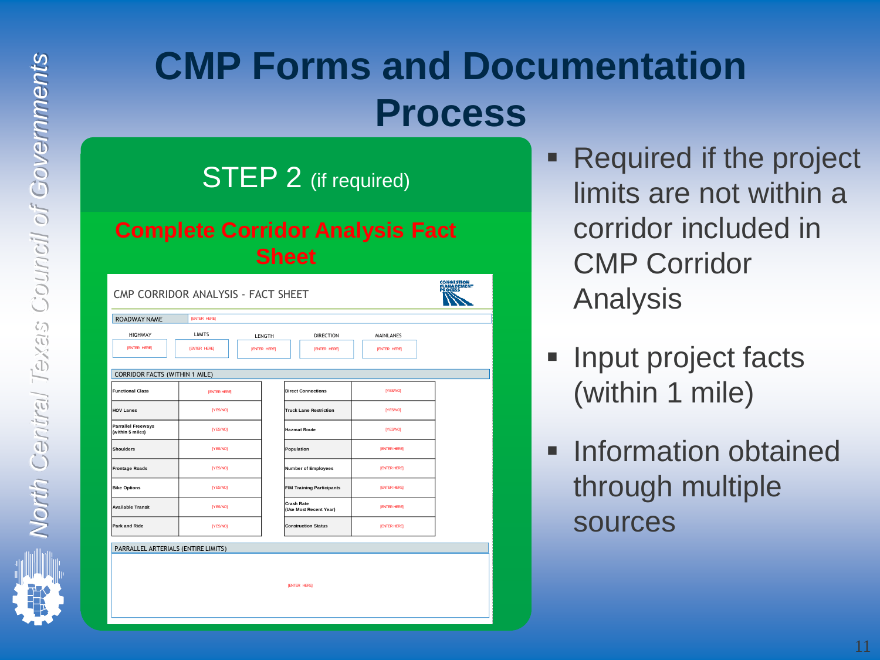# CMP Forms and Documentation Process

## STEP 2 (if required)

### Complete Corridor Analysis Fact Sheet

**CMP CORRIDOR ANALYSIS - FACT SHEET**

CONGESTION MANAGEMENT PROCESS

| ROADWAY NAME | [ENTER HERE] |
|---|---|

| HIGHWAY | LIMITS | LENGTH | DIRECTION | MAINLANES |
|---|---|---|---|---|
| [ENTER HERE] | [ENTER HERE] | [ENTER HERE] | [ENTER HERE] | [ENTER HERE] |

**CORRIDOR FACTS (WITHIN 1 MILE)**

| | | | |
|---|---|---|---|
| Functional Class | [ENTER HERE] | Direct Connections | [YES/NO] |
| HOV Lanes | [YES/NO] | Truck Lane Restriction | [YES/NO] |
| Parrallel Freeways (within 5 miles) | [YES/NO] | Hazmat Route | [YES/NO] |
| Shoulders | [YES/NO] | Population | [ENTER HERE] |
| Frontage Roads | [YES/NO] | Number of Employees | [ENTER HERE] |
| Bike Options | [YES/NO] | FIM Training Participants | [ENTER HERE] |
| Available Transit | [YES/NO] | Crash Rate (Use Most Recent Year) | [ENTER HERE] |
| Park and Ride | [YES/NO] | Construction Status | [ENTER HERE] |

**PARRALLEL ARTERIALS (ENTIRE LIMITS)**

[ENTER HERE]

- Required if the project limits are not within a corridor included in CMP Corridor Analysis
- Input project facts (within 1 mile)
- Information obtained through multiple sources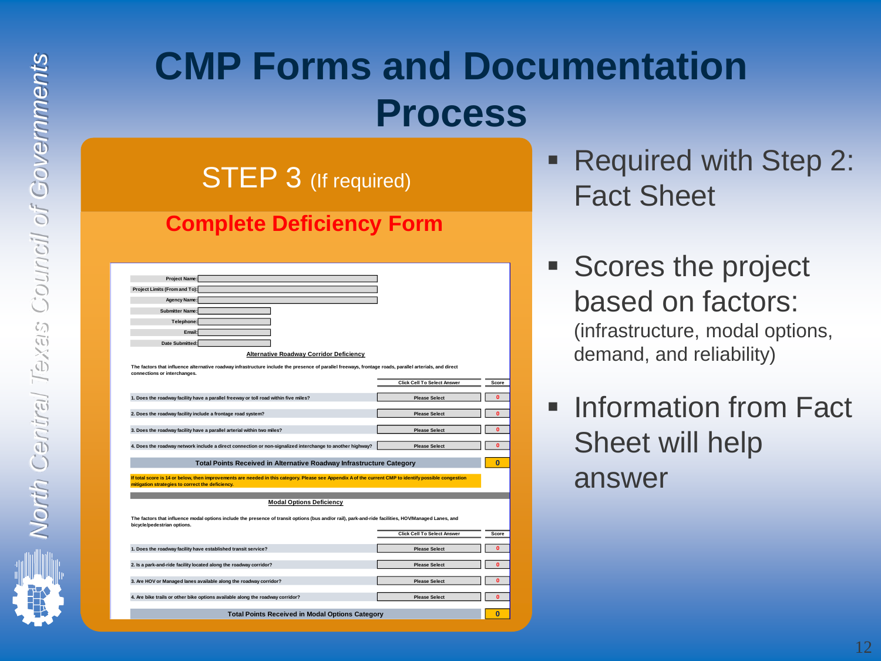# CMP Forms and Documentation Process

## STEP 3 (If required)

### Complete Deficiency Form

Project Name:

Project Limits (From and To):

Agency Name:

Submitter Name:

Telephone:

Email:

Date Submitted:

**Alternative Roadway Corridor Deficiency**

The factors that influence alternative roadway infrastructure include the presence of parallel freeways, frontage roads, parallel arterials, and direct connections or interchanges.

| | Click Cell To Select Answer | Score |
|---|---|---|
| 1. Does the roadway facility have a parallel freeway or toll road within five miles? | Please Select | 0 |
| 2. Does the roadway facility include a frontage road system? | Please Select | 0 |
| 3. Does the roadway facility have a parallel arterial within two miles? | Please Select | 0 |
| 4. Does the roadway network include a direct connection or non-signalized interchange to another highway? | Please Select | 0 |
| **Total Points Received in Alternative Roadway Infrastructure Category** | | **0** |

If total score is 14 or below, then improvements are needed in this category. Please see Appendix A of the current CMP to identify possible congestion mitigation strategies to correct the deficiency.

**Modal Options Deficiency**

The factors that influence modal options include the presence of transit options (bus and/or rail), park-and-ride facilities, HOV/Managed Lanes, and bicycle/pedestrian options.

| | Click Cell To Select Answer | Score |
|---|---|---|
| 1. Does the roadway facility have established transit service? | Please Select | 0 |
| 2. Is a park-and-ride facility located along the roadway corridor? | Please Select | 0 |
| 3. Are HOV or Managed lanes available along the roadway corridor? | Please Select | 0 |
| 4. Are bike trails or other bike options available along the roadway corridor? | Please Select | 0 |
| **Total Points Received in Modal Options Category** | | **0** |

- Required with Step 2: Fact Sheet
- Scores the project based on factors: (infrastructure, modal options, demand, and reliability)
- Information from Fact Sheet will help answer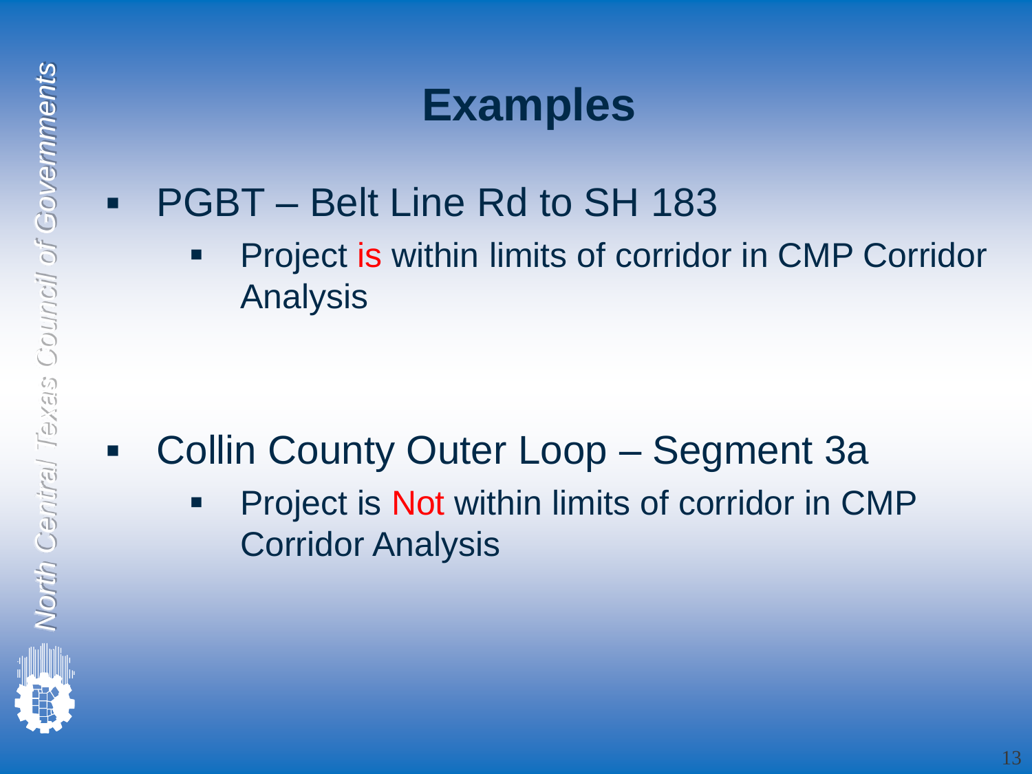# Examples

- PGBT – Belt Line Rd to SH 183
  - Project is within limits of corridor in CMP Corridor Analysis

- Collin County Outer Loop – Segment 3a
  - Project is Not within limits of corridor in CMP Corridor Analysis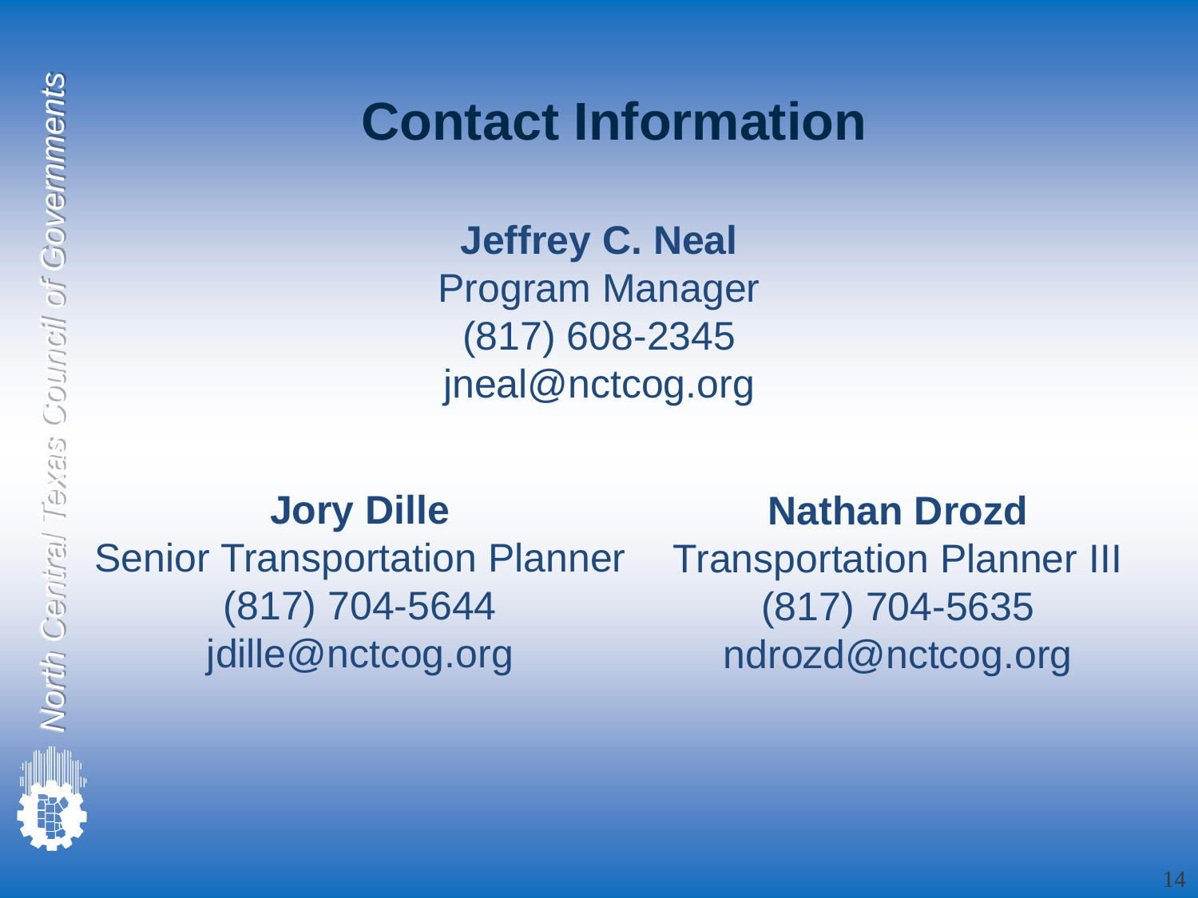# Contact Information

**Jeffrey C. Neal**
Program Manager
(817) 608-2345
jneal@nctcog.org

**Jory Dille**
Senior Transportation Planner
(817) 704-5644
jdille@nctcog.org

**Nathan Drozd**
Transportation Planner III
(817) 704-5635
ndrozd@nctcog.org